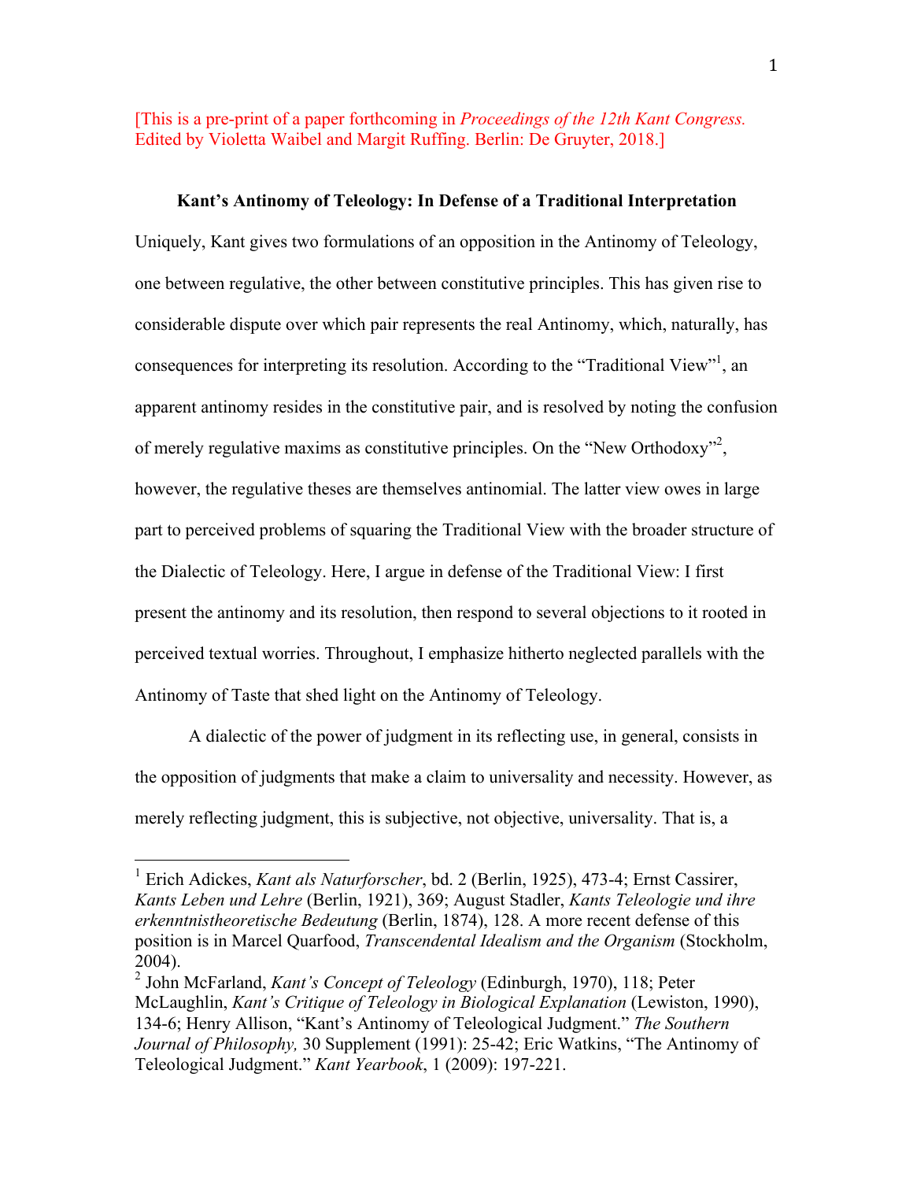[This is a pre-print of a paper forthcoming in *Proceedings of the 12th Kant Congress.* Edited by Violetta Waibel and Margit Ruffing. Berlin: De Gruyter, 2018.]

## Kant's Antinomy of Teleology: In Defense of a Traditional Interpretation

Uniquely, Kant gives two formulations of an opposition in the Antinomy of Teleology, one between regulative, the other between constitutive principles. This has given rise to considerable dispute over which pair represents the real Antinomy, which, naturally, has consequences for interpreting its resolution. According to the "Traditional View"[1], an apparent antinomy resides in the constitutive pair, and is resolved by noting the confusion of merely regulative maxims as constitutive principles. On the "New Orthodoxy"[2], however, the regulative theses are themselves antinomial. The latter view owes in large part to perceived problems of squaring the Traditional View with the broader structure of the Dialectic of Teleology. Here, I argue in defense of the Traditional View: I first present the antinomy and its resolution, then respond to several objections to it rooted in perceived textual worries. Throughout, I emphasize hitherto neglected parallels with the Antinomy of Taste that shed light on the Antinomy of Teleology.

A dialectic of the power of judgment in its reflecting use, in general, consists in the opposition of judgments that make a claim to universality and necessity. However, as merely reflecting judgment, this is subjective, not objective, universality. That is, a

---

[1] Erich Adickes, *Kant als Naturforscher*, bd. 2 (Berlin, 1925), 473-4; Ernst Cassirer, *Kants Leben und Lehre* (Berlin, 1921), 369; August Stadler, *Kants Teleologie und ihre erkenntnistheoretische Bedeutung* (Berlin, 1874), 128. A more recent defense of this position is in Marcel Quarfood, *Transcendental Idealism and the Organism* (Stockholm, 2004).

[2] John McFarland, *Kant's Concept of Teleology* (Edinburgh, 1970), 118; Peter McLaughlin, *Kant's Critique of Teleology in Biological Explanation* (Lewiston, 1990), 134-6; Henry Allison, "Kant's Antinomy of Teleological Judgment." *The Southern Journal of Philosophy,* 30 Supplement (1991): 25-42; Eric Watkins, "The Antinomy of Teleological Judgment." *Kant Yearbook*, 1 (2009): 197-221.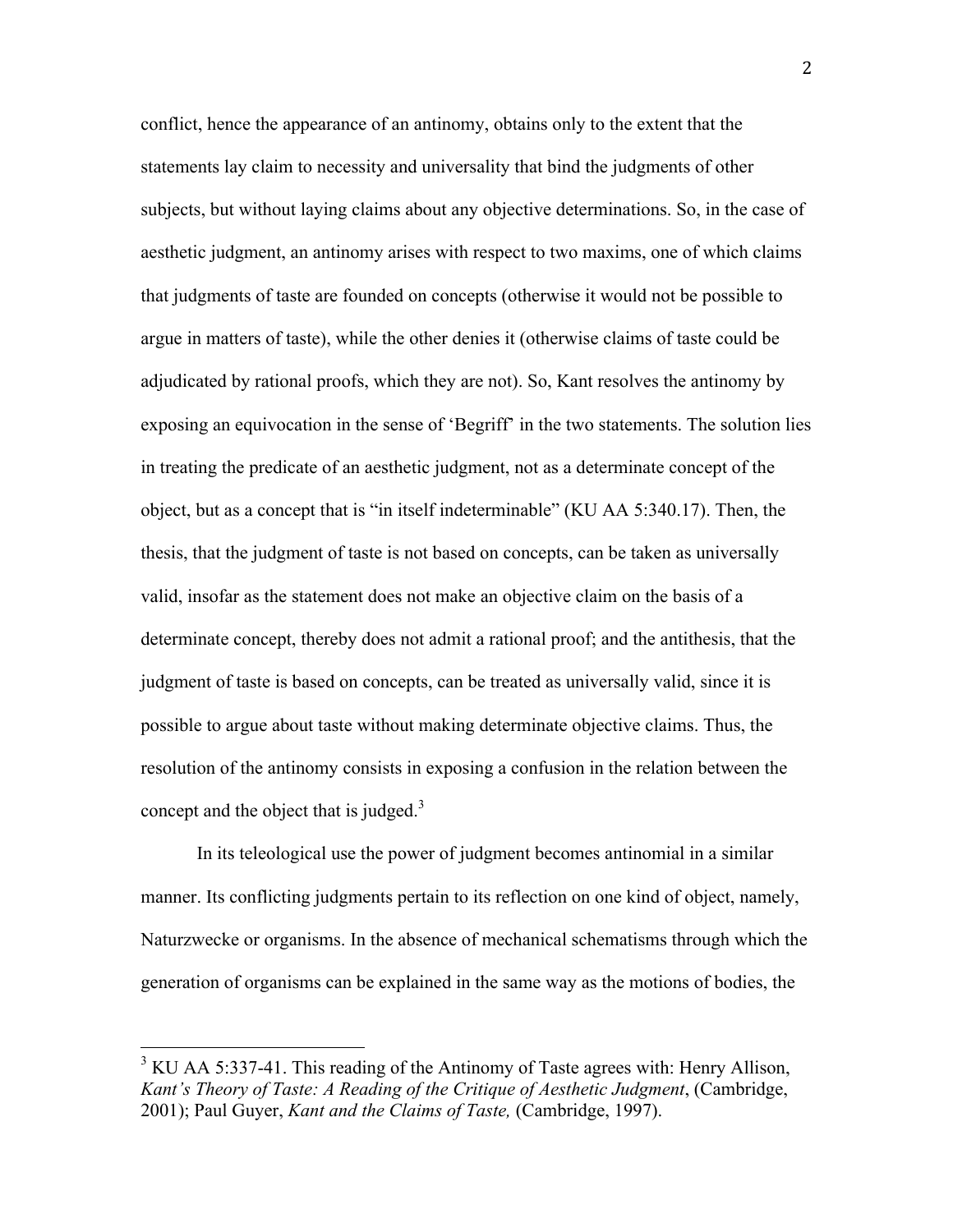conflict, hence the appearance of an antinomy, obtains only to the extent that the statements lay claim to necessity and universality that bind the judgments of other subjects, but without laying claims about any objective determinations. So, in the case of aesthetic judgment, an antinomy arises with respect to two maxims, one of which claims that judgments of taste are founded on concepts (otherwise it would not be possible to argue in matters of taste), while the other denies it (otherwise claims of taste could be adjudicated by rational proofs, which they are not). So, Kant resolves the antinomy by exposing an equivocation in the sense of 'Begriff' in the two statements. The solution lies in treating the predicate of an aesthetic judgment, not as a determinate concept of the object, but as a concept that is "in itself indeterminable" (KU AA 5:340.17). Then, the thesis, that the judgment of taste is not based on concepts, can be taken as universally valid, insofar as the statement does not make an objective claim on the basis of a determinate concept, thereby does not admit a rational proof; and the antithesis, that the judgment of taste is based on concepts, can be treated as universally valid, since it is possible to argue about taste without making determinate objective claims. Thus, the resolution of the antinomy consists in exposing a confusion in the relation between the concept and the object that is judged.[3]

In its teleological use the power of judgment becomes antinomial in a similar manner. Its conflicting judgments pertain to its reflection on one kind of object, namely, Naturzwecke or organisms. In the absence of mechanical schematisms through which the generation of organisms can be explained in the same way as the motions of bodies, the

[3] KU AA 5:337-41. This reading of the Antinomy of Taste agrees with: Henry Allison, *Kant's Theory of Taste: A Reading of the Critique of Aesthetic Judgment*, (Cambridge, 2001); Paul Guyer, *Kant and the Claims of Taste,* (Cambridge, 1997).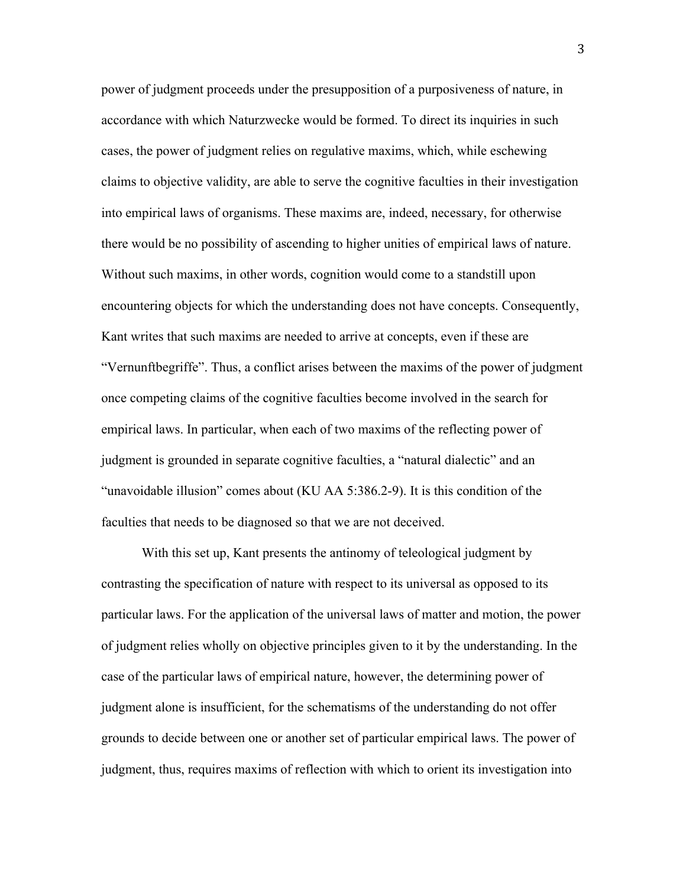power of judgment proceeds under the presupposition of a purposiveness of nature, in accordance with which Naturzwecke would be formed. To direct its inquiries in such cases, the power of judgment relies on regulative maxims, which, while eschewing claims to objective validity, are able to serve the cognitive faculties in their investigation into empirical laws of organisms. These maxims are, indeed, necessary, for otherwise there would be no possibility of ascending to higher unities of empirical laws of nature. Without such maxims, in other words, cognition would come to a standstill upon encountering objects for which the understanding does not have concepts. Consequently, Kant writes that such maxims are needed to arrive at concepts, even if these are "Vernunftbegriffe". Thus, a conflict arises between the maxims of the power of judgment once competing claims of the cognitive faculties become involved in the search for empirical laws. In particular, when each of two maxims of the reflecting power of judgment is grounded in separate cognitive faculties, a "natural dialectic" and an "unavoidable illusion" comes about (KU AA 5:386.2-9). It is this condition of the faculties that needs to be diagnosed so that we are not deceived.

With this set up, Kant presents the antinomy of teleological judgment by contrasting the specification of nature with respect to its universal as opposed to its particular laws. For the application of the universal laws of matter and motion, the power of judgment relies wholly on objective principles given to it by the understanding. In the case of the particular laws of empirical nature, however, the determining power of judgment alone is insufficient, for the schematisms of the understanding do not offer grounds to decide between one or another set of particular empirical laws. The power of judgment, thus, requires maxims of reflection with which to orient its investigation into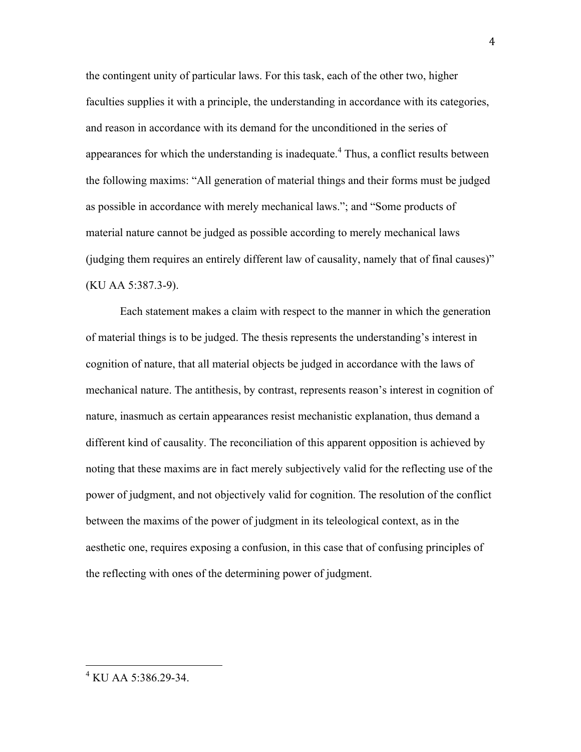the contingent unity of particular laws. For this task, each of the other two, higher faculties supplies it with a principle, the understanding in accordance with its categories, and reason in accordance with its demand for the unconditioned in the series of appearances for which the understanding is inadequate.[4] Thus, a conflict results between the following maxims: "All generation of material things and their forms must be judged as possible in accordance with merely mechanical laws."; and "Some products of material nature cannot be judged as possible according to merely mechanical laws (judging them requires an entirely different law of causality, namely that of final causes)" (KU AA 5:387.3-9).

Each statement makes a claim with respect to the manner in which the generation of material things is to be judged. The thesis represents the understanding's interest in cognition of nature, that all material objects be judged in accordance with the laws of mechanical nature. The antithesis, by contrast, represents reason's interest in cognition of nature, inasmuch as certain appearances resist mechanistic explanation, thus demand a different kind of causality. The reconciliation of this apparent opposition is achieved by noting that these maxims are in fact merely subjectively valid for the reflecting use of the power of judgment, and not objectively valid for cognition. The resolution of the conflict between the maxims of the power of judgment in its teleological context, as in the aesthetic one, requires exposing a confusion, in this case that of confusing principles of the reflecting with ones of the determining power of judgment.

---

[4] KU AA 5:386.29-34.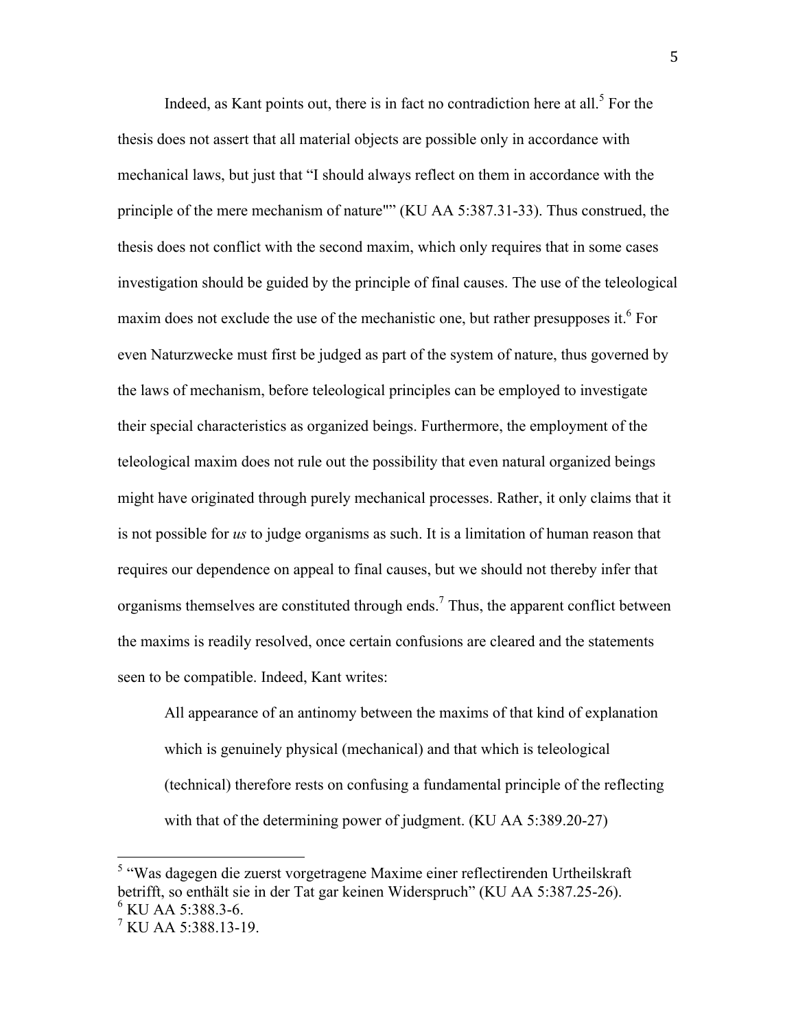Indeed, as Kant points out, there is in fact no contradiction here at all.[5] For the thesis does not assert that all material objects are possible only in accordance with mechanical laws, but just that "I should always reflect on them in accordance with the principle of the mere mechanism of nature"" (KU AA 5:387.31-33). Thus construed, the thesis does not conflict with the second maxim, which only requires that in some cases investigation should be guided by the principle of final causes. The use of the teleological maxim does not exclude the use of the mechanistic one, but rather presupposes it.[6] For even Naturzwecke must first be judged as part of the system of nature, thus governed by the laws of mechanism, before teleological principles can be employed to investigate their special characteristics as organized beings. Furthermore, the employment of the teleological maxim does not rule out the possibility that even natural organized beings might have originated through purely mechanical processes. Rather, it only claims that it is not possible for *us* to judge organisms as such. It is a limitation of human reason that requires our dependence on appeal to final causes, but we should not thereby infer that organisms themselves are constituted through ends.[7] Thus, the apparent conflict between the maxims is readily resolved, once certain confusions are cleared and the statements seen to be compatible. Indeed, Kant writes:

> All appearance of an antinomy between the maxims of that kind of explanation which is genuinely physical (mechanical) and that which is teleological (technical) therefore rests on confusing a fundamental principle of the reflecting with that of the determining power of judgment. (KU AA 5:389.20-27)

---

[5] "Was dagegen die zuerst vorgetragene Maxime einer reflectirenden Urtheilskraft betrifft, so enthält sie in der Tat gar keinen Widerspruch" (KU AA 5:387.25-26).

[6] KU AA 5:388.3-6.

[7] KU AA 5:388.13-19.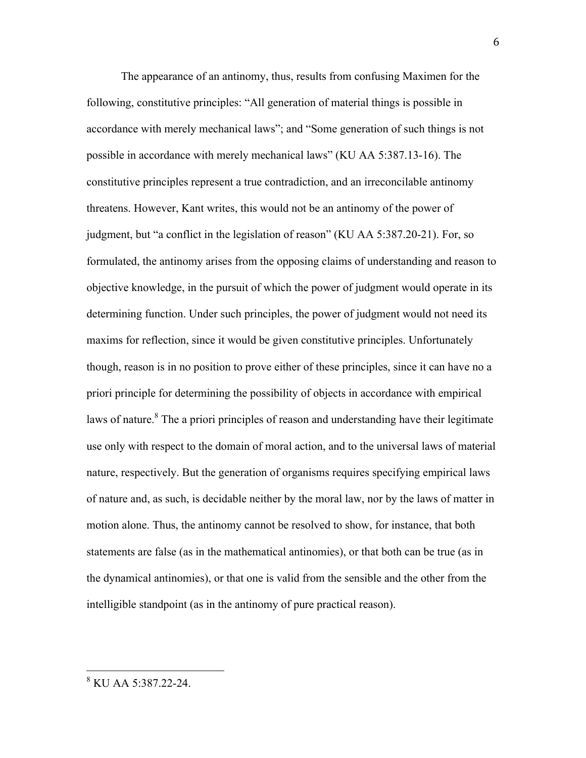The appearance of an antinomy, thus, results from confusing Maximen for the following, constitutive principles: "All generation of material things is possible in accordance with merely mechanical laws"; and "Some generation of such things is not possible in accordance with merely mechanical laws" (KU AA 5:387.13-16). The constitutive principles represent a true contradiction, and an irreconcilable antinomy threatens. However, Kant writes, this would not be an antinomy of the power of judgment, but "a conflict in the legislation of reason" (KU AA 5:387.20-21). For, so formulated, the antinomy arises from the opposing claims of understanding and reason to objective knowledge, in the pursuit of which the power of judgment would operate in its determining function. Under such principles, the power of judgment would not need its maxims for reflection, since it would be given constitutive principles. Unfortunately though, reason is in no position to prove either of these principles, since it can have no a priori principle for determining the possibility of objects in accordance with empirical laws of nature.[8] The a priori principles of reason and understanding have their legitimate use only with respect to the domain of moral action, and to the universal laws of material nature, respectively. But the generation of organisms requires specifying empirical laws of nature and, as such, is decidable neither by the moral law, nor by the laws of matter in motion alone. Thus, the antinomy cannot be resolved to show, for instance, that both statements are false (as in the mathematical antinomies), or that both can be true (as in the dynamical antinomies), or that one is valid from the sensible and the other from the intelligible standpoint (as in the antinomy of pure practical reason).

[8] KU AA 5:387.22-24.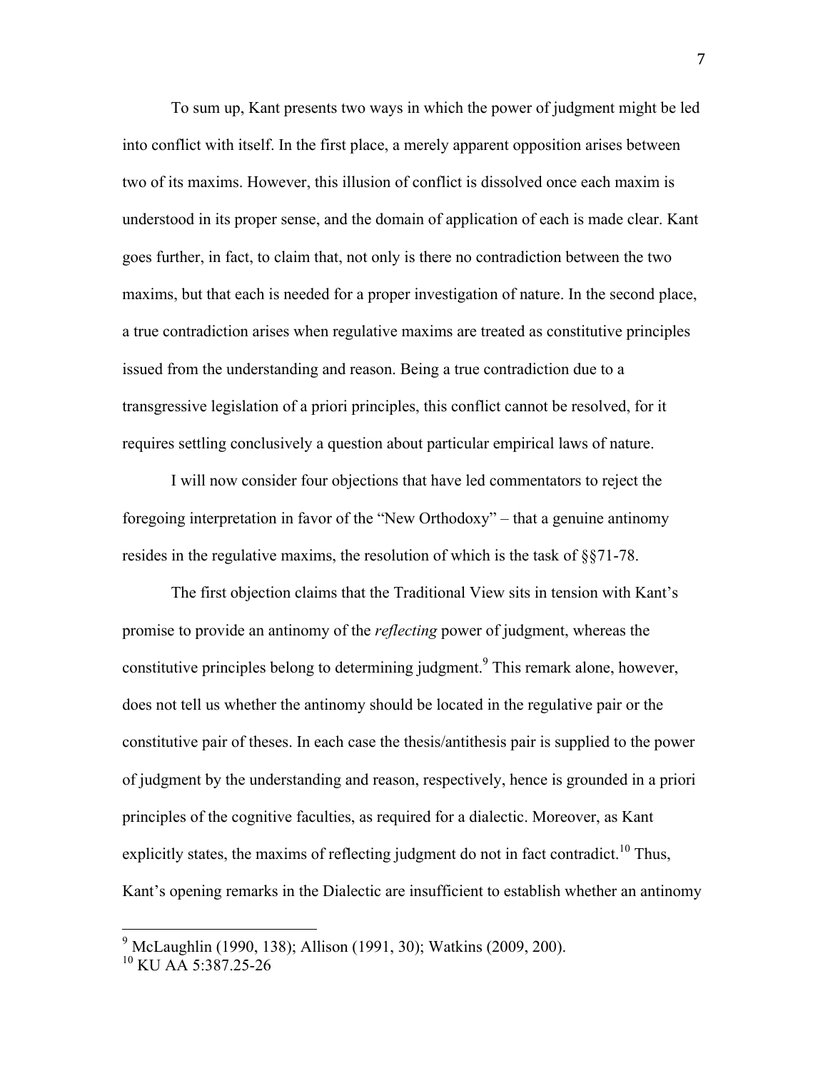To sum up, Kant presents two ways in which the power of judgment might be led into conflict with itself. In the first place, a merely apparent opposition arises between two of its maxims. However, this illusion of conflict is dissolved once each maxim is understood in its proper sense, and the domain of application of each is made clear. Kant goes further, in fact, to claim that, not only is there no contradiction between the two maxims, but that each is needed for a proper investigation of nature. In the second place, a true contradiction arises when regulative maxims are treated as constitutive principles issued from the understanding and reason. Being a true contradiction due to a transgressive legislation of a priori principles, this conflict cannot be resolved, for it requires settling conclusively a question about particular empirical laws of nature.

I will now consider four objections that have led commentators to reject the foregoing interpretation in favor of the "New Orthodoxy" – that a genuine antinomy resides in the regulative maxims, the resolution of which is the task of §§71-78.

The first objection claims that the Traditional View sits in tension with Kant's promise to provide an antinomy of the *reflecting* power of judgment, whereas the constitutive principles belong to determining judgment.[9] This remark alone, however, does not tell us whether the antinomy should be located in the regulative pair or the constitutive pair of theses. In each case the thesis/antithesis pair is supplied to the power of judgment by the understanding and reason, respectively, hence is grounded in a priori principles of the cognitive faculties, as required for a dialectic. Moreover, as Kant explicitly states, the maxims of reflecting judgment do not in fact contradict.[10] Thus, Kant's opening remarks in the Dialectic are insufficient to establish whether an antinomy

[9] McLaughlin (1990, 138); Allison (1991, 30); Watkins (2009, 200).

[10] KU AA 5:387.25-26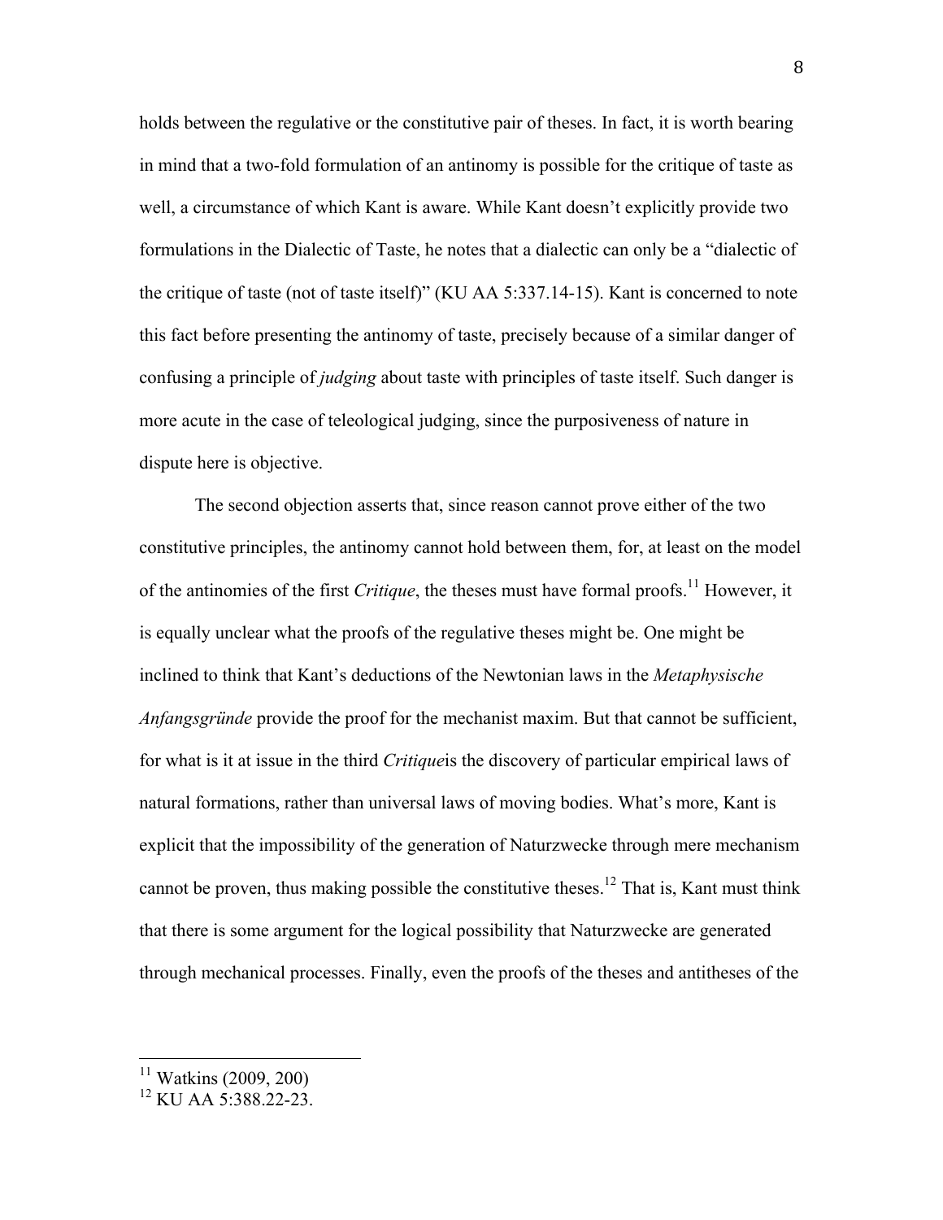holds between the regulative or the constitutive pair of theses. In fact, it is worth bearing in mind that a two-fold formulation of an antinomy is possible for the critique of taste as well, a circumstance of which Kant is aware. While Kant doesn't explicitly provide two formulations in the Dialectic of Taste, he notes that a dialectic can only be a "dialectic of the critique of taste (not of taste itself)" (KU AA 5:337.14-15). Kant is concerned to note this fact before presenting the antinomy of taste, precisely because of a similar danger of confusing a principle of *judging* about taste with principles of taste itself. Such danger is more acute in the case of teleological judging, since the purposiveness of nature in dispute here is objective.

The second objection asserts that, since reason cannot prove either of the two constitutive principles, the antinomy cannot hold between them, for, at least on the model of the antinomies of the first *Critique*, the theses must have formal proofs.[11] However, it is equally unclear what the proofs of the regulative theses might be. One might be inclined to think that Kant's deductions of the Newtonian laws in the *Metaphysische Anfangsgründe* provide the proof for the mechanist maxim. But that cannot be sufficient, for what is it at issue in the third *Critique*is the discovery of particular empirical laws of natural formations, rather than universal laws of moving bodies. What's more, Kant is explicit that the impossibility of the generation of Naturzwecke through mere mechanism cannot be proven, thus making possible the constitutive theses.[12] That is, Kant must think that there is some argument for the logical possibility that Naturzwecke are generated through mechanical processes. Finally, even the proofs of the theses and antitheses of the

[11] Watkins (2009, 200)

[12] KU AA 5:388.22-23.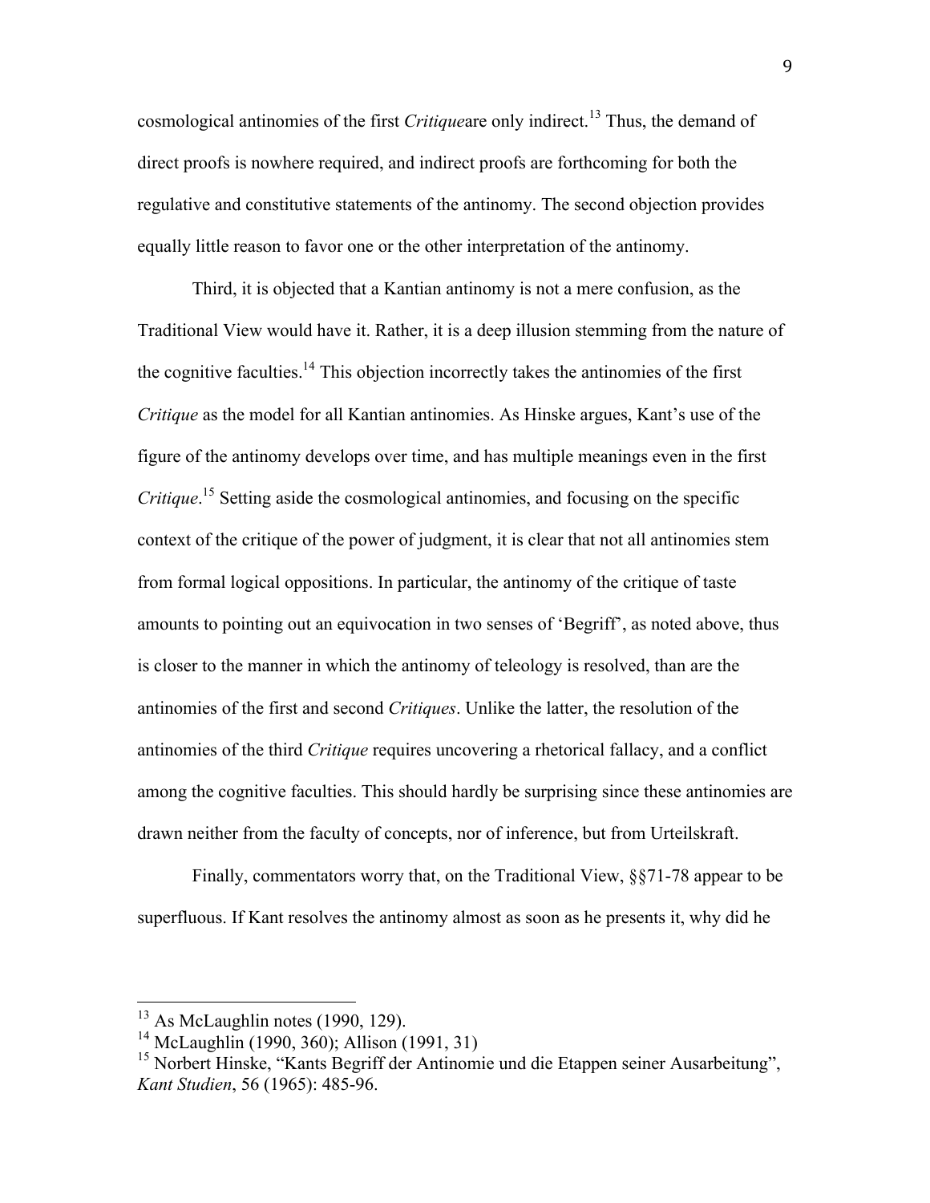cosmological antinomies of the first *Critique*are only indirect.[13] Thus, the demand of direct proofs is nowhere required, and indirect proofs are forthcoming for both the regulative and constitutive statements of the antinomy. The second objection provides equally little reason to favor one or the other interpretation of the antinomy.

Third, it is objected that a Kantian antinomy is not a mere confusion, as the Traditional View would have it. Rather, it is a deep illusion stemming from the nature of the cognitive faculties.[14] This objection incorrectly takes the antinomies of the first *Critique* as the model for all Kantian antinomies. As Hinske argues, Kant's use of the figure of the antinomy develops over time, and has multiple meanings even in the first *Critique*.[15] Setting aside the cosmological antinomies, and focusing on the specific context of the critique of the power of judgment, it is clear that not all antinomies stem from formal logical oppositions. In particular, the antinomy of the critique of taste amounts to pointing out an equivocation in two senses of 'Begriff', as noted above, thus is closer to the manner in which the antinomy of teleology is resolved, than are the antinomies of the first and second *Critiques*. Unlike the latter, the resolution of the antinomies of the third *Critique* requires uncovering a rhetorical fallacy, and a conflict among the cognitive faculties. This should hardly be surprising since these antinomies are drawn neither from the faculty of concepts, nor of inference, but from Urteilskraft.

Finally, commentators worry that, on the Traditional View, §§71-78 appear to be superfluous. If Kant resolves the antinomy almost as soon as he presents it, why did he

---

[13] As McLaughlin notes (1990, 129).

[14] McLaughlin (1990, 360); Allison (1991, 31)

[15] Norbert Hinske, "Kants Begriff der Antinomie und die Etappen seiner Ausarbeitung", *Kant Studien*, 56 (1965): 485-96.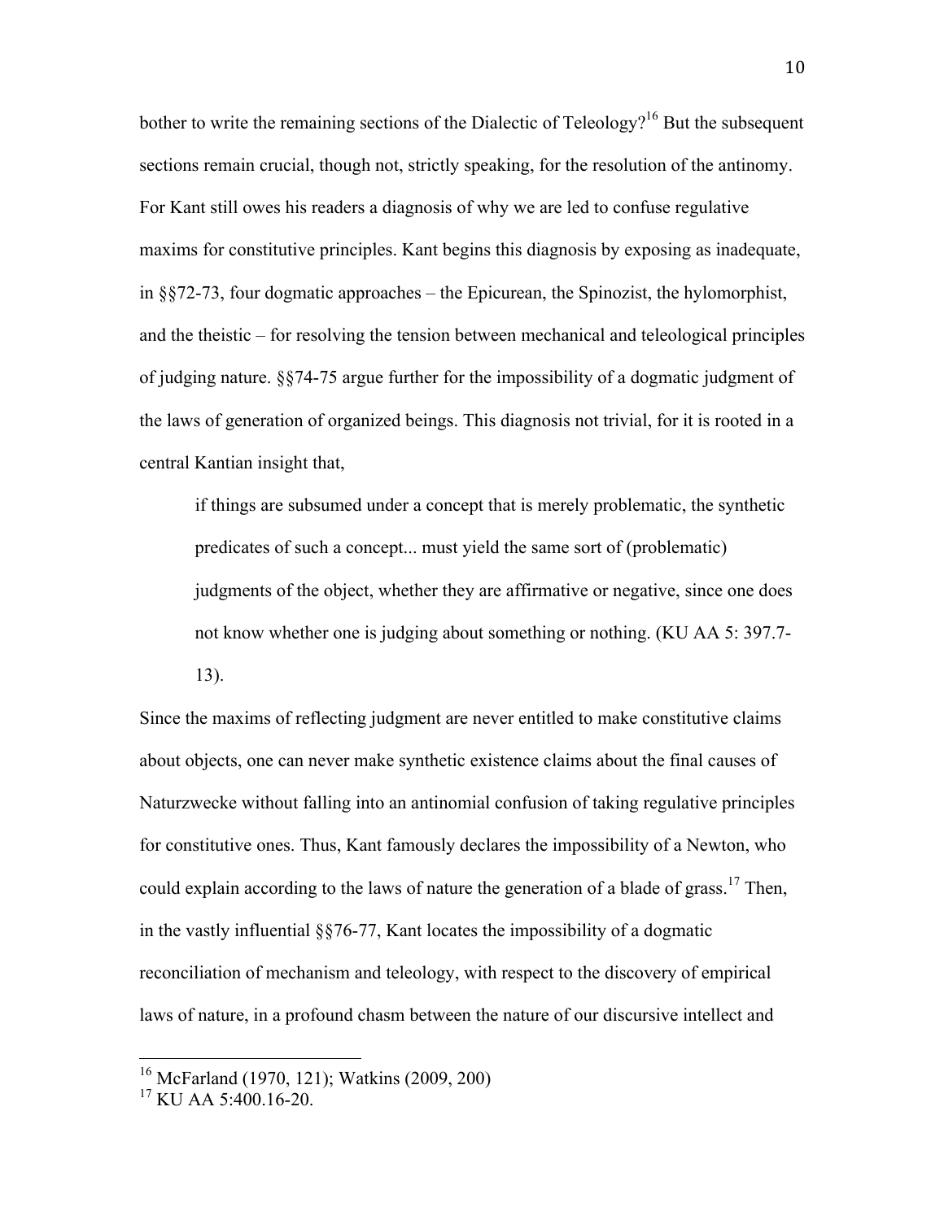bother to write the remaining sections of the Dialectic of Teleology?[16] But the subsequent sections remain crucial, though not, strictly speaking, for the resolution of the antinomy. For Kant still owes his readers a diagnosis of why we are led to confuse regulative maxims for constitutive principles. Kant begins this diagnosis by exposing as inadequate, in §§72-73, four dogmatic approaches – the Epicurean, the Spinozist, the hylomorphist, and the theistic – for resolving the tension between mechanical and teleological principles of judging nature. §§74-75 argue further for the impossibility of a dogmatic judgment of the laws of generation of organized beings. This diagnosis not trivial, for it is rooted in a central Kantian insight that,

> if things are subsumed under a concept that is merely problematic, the synthetic predicates of such a concept... must yield the same sort of (problematic) judgments of the object, whether they are affirmative or negative, since one does not know whether one is judging about something or nothing. (KU AA 5: 397.7-13).

Since the maxims of reflecting judgment are never entitled to make constitutive claims about objects, one can never make synthetic existence claims about the final causes of Naturzwecke without falling into an antinomial confusion of taking regulative principles for constitutive ones. Thus, Kant famously declares the impossibility of a Newton, who could explain according to the laws of nature the generation of a blade of grass.[17] Then, in the vastly influential §§76-77, Kant locates the impossibility of a dogmatic reconciliation of mechanism and teleology, with respect to the discovery of empirical laws of nature, in a profound chasm between the nature of our discursive intellect and

---

[16] McFarland (1970, 121); Watkins (2009, 200)

[17] KU AA 5:400.16-20.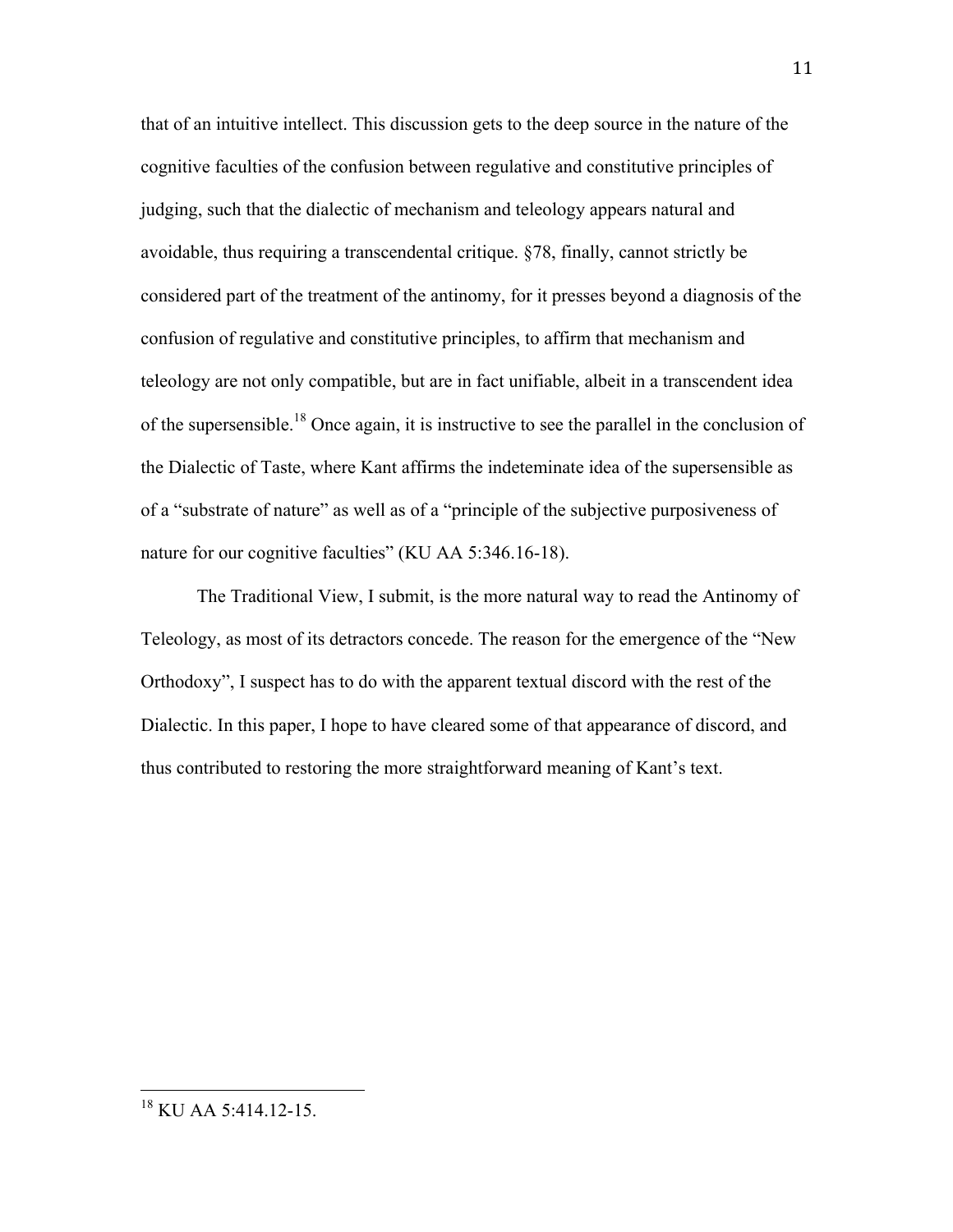that of an intuitive intellect. This discussion gets to the deep source in the nature of the cognitive faculties of the confusion between regulative and constitutive principles of judging, such that the dialectic of mechanism and teleology appears natural and avoidable, thus requiring a transcendental critique. §78, finally, cannot strictly be considered part of the treatment of the antinomy, for it presses beyond a diagnosis of the confusion of regulative and constitutive principles, to affirm that mechanism and teleology are not only compatible, but are in fact unifiable, albeit in a transcendent idea of the supersensible.[18] Once again, it is instructive to see the parallel in the conclusion of the Dialectic of Taste, where Kant affirms the indeteminate idea of the supersensible as of a "substrate of nature" as well as of a "principle of the subjective purposiveness of nature for our cognitive faculties" (KU AA 5:346.16-18).

The Traditional View, I submit, is the more natural way to read the Antinomy of Teleology, as most of its detractors concede. The reason for the emergence of the "New Orthodoxy", I suspect has to do with the apparent textual discord with the rest of the Dialectic. In this paper, I hope to have cleared some of that appearance of discord, and thus contributed to restoring the more straightforward meaning of Kant's text.

---

[18] KU AA 5:414.12-15.